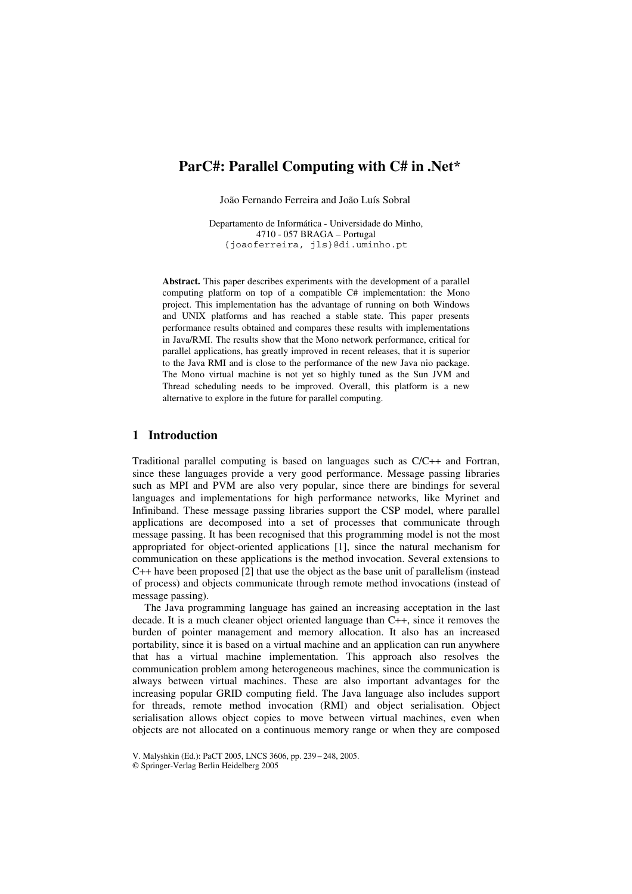# ParC#: Parallel Computing with C# in .Net*

João Fernando Ferreira and João Luís Sobral

Departamento de Informática - Universidade do Minho,
4710 - 057 BRAGA – Portugal
{joaoferreira, jls}@di.uminho.pt

**Abstract.** This paper describes experiments with the development of a parallel computing platform on top of a compatible C# implementation: the Mono project. This implementation has the advantage of running on both Windows and UNIX platforms and has reached a stable state. This paper presents performance results obtained and compares these results with implementations in Java/RMI. The results show that the Mono network performance, critical for parallel applications, has greatly improved in recent releases, that it is superior to the Java RMI and is close to the performance of the new Java nio package. The Mono virtual machine is not yet so highly tuned as the Sun JVM and Thread scheduling needs to be improved. Overall, this platform is a new alternative to explore in the future for parallel computing.

## 1 Introduction

Traditional parallel computing is based on languages such as C/C++ and Fortran, since these languages provide a very good performance. Message passing libraries such as MPI and PVM are also very popular, since there are bindings for several languages and implementations for high performance networks, like Myrinet and Infiniband. These message passing libraries support the CSP model, where parallel applications are decomposed into a set of processes that communicate through message passing. It has been recognised that this programming model is not the most appropriated for object-oriented applications [1], since the natural mechanism for communication on these applications is the method invocation. Several extensions to C++ have been proposed [2] that use the object as the base unit of parallelism (instead of process) and objects communicate through remote method invocations (instead of message passing).

The Java programming language has gained an increasing acceptation in the last decade. It is a much cleaner object oriented language than C++, since it removes the burden of pointer management and memory allocation. It also has an increased portability, since it is based on a virtual machine and an application can run anywhere that has a virtual machine implementation. This approach also resolves the communication problem among heterogeneous machines, since the communication is always between virtual machines. These are also important advantages for the increasing popular GRID computing field. The Java language also includes support for threads, remote method invocation (RMI) and object serialisation. Object serialisation allows object copies to move between virtual machines, even when objects are not allocated on a continuous memory range or when they are composed

V. Malyshkin (Ed.): PaCT 2005, LNCS 3606, pp. 239 – 248, 2005.
© Springer-Verlag Berlin Heidelberg 2005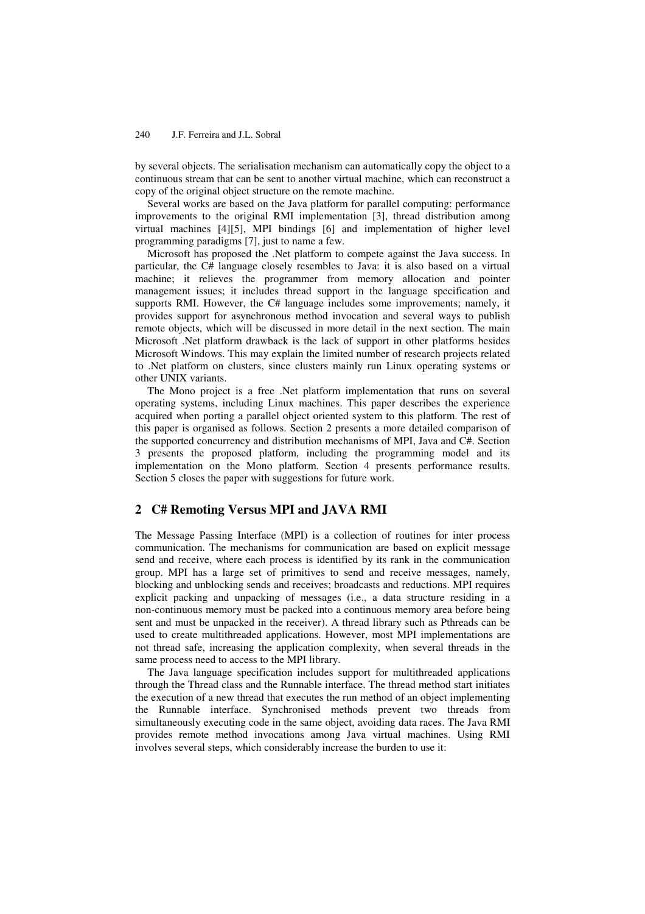by several objects. The serialisation mechanism can automatically copy the object to a continuous stream that can be sent to another virtual machine, which can reconstruct a copy of the original object structure on the remote machine.

Several works are based on the Java platform for parallel computing: performance improvements to the original RMI implementation [3], thread distribution among virtual machines [4][5], MPI bindings [6] and implementation of higher level programming paradigms [7], just to name a few.

Microsoft has proposed the .Net platform to compete against the Java success. In particular, the C# language closely resembles to Java: it is also based on a virtual machine; it relieves the programmer from memory allocation and pointer management issues; it includes thread support in the language specification and supports RMI. However, the C# language includes some improvements; namely, it provides support for asynchronous method invocation and several ways to publish remote objects, which will be discussed in more detail in the next section. The main Microsoft .Net platform drawback is the lack of support in other platforms besides Microsoft Windows. This may explain the limited number of research projects related to .Net platform on clusters, since clusters mainly run Linux operating systems or other UNIX variants.

The Mono project is a free .Net platform implementation that runs on several operating systems, including Linux machines. This paper describes the experience acquired when porting a parallel object oriented system to this platform. The rest of this paper is organised as follows. Section 2 presents a more detailed comparison of the supported concurrency and distribution mechanisms of MPI, Java and C#. Section 3 presents the proposed platform, including the programming model and its implementation on the Mono platform. Section 4 presents performance results. Section 5 closes the paper with suggestions for future work.

## 2 C# Remoting Versus MPI and JAVA RMI

The Message Passing Interface (MPI) is a collection of routines for inter process communication. The mechanisms for communication are based on explicit message send and receive, where each process is identified by its rank in the communication group. MPI has a large set of primitives to send and receive messages, namely, blocking and unblocking sends and receives; broadcasts and reductions. MPI requires explicit packing and unpacking of messages (i.e., a data structure residing in a non-continuous memory must be packed into a continuous memory area before being sent and must be unpacked in the receiver). A thread library such as Pthreads can be used to create multithreaded applications. However, most MPI implementations are not thread safe, increasing the application complexity, when several threads in the same process need to access to the MPI library.

The Java language specification includes support for multithreaded applications through the Thread class and the Runnable interface. The thread method start initiates the execution of a new thread that executes the run method of an object implementing the Runnable interface. Synchronised methods prevent two threads from simultaneously executing code in the same object, avoiding data races. The Java RMI provides remote method invocations among Java virtual machines. Using RMI involves several steps, which considerably increase the burden to use it: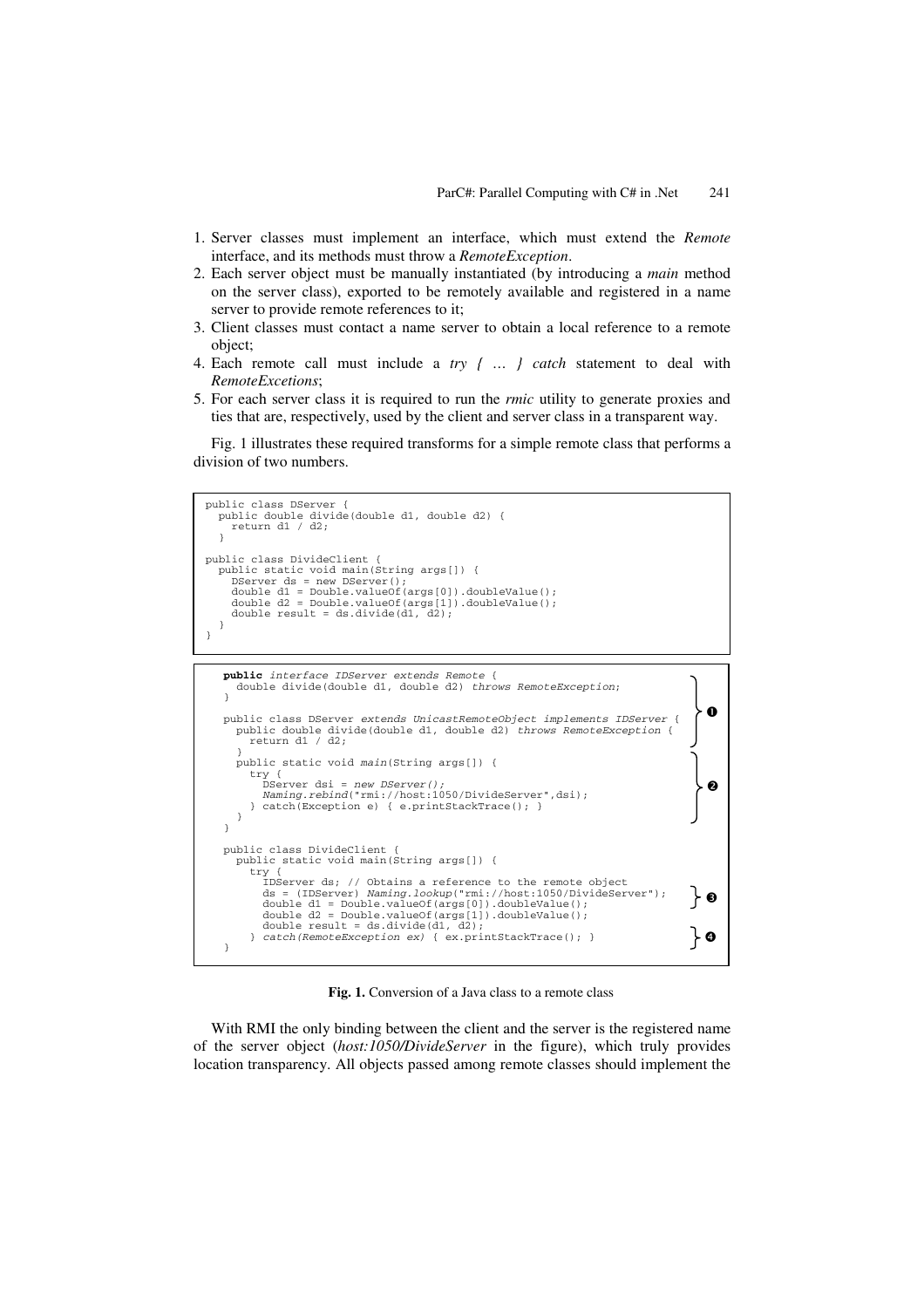1. Server classes must implement an interface, which must extend the *Remote* interface, and its methods must throw a *RemoteException*.
2. Each server object must be manually instantiated (by introducing a *main* method on the server class), exported to be remotely available and registered in a name server to provide remote references to it;
3. Client classes must contact a name server to obtain a local reference to a remote object;
4. Each remote call must include a *try { … } catch* statement to deal with *RemoteExcetions*;
5. For each server class it is required to run the *rmic* utility to generate proxies and ties that are, respectively, used by the client and server class in a transparent way.

Fig. 1 illustrates these required transforms for a simple remote class that performs a division of two numbers.

```
public class DServer {
  public double divide(double d1, double d2) {
    return d1 / d2;
  }

public class DivideClient {
  public static void main(String args[]) {
    DServer ds = new DServer();
    double d1 = Double.valueOf(args[0]).doubleValue();
    double d2 = Double.valueOf(args[1]).doubleValue();
    double result = ds.divide(d1, d2);
  }
}
```

```
public interface IDServer extends Remote {
  double divide(double d1, double d2) throws RemoteException;
}
                                                                              ❶
public class DServer extends UnicastRemoteObject implements IDServer {
  public double divide(double d1, double d2) throws RemoteException {
    return d1 / d2;
  }
  public static void main(String args[]) {
    try {
      DServer dsi = new DServer();                                            ❷
      Naming.rebind("rmi://host:1050/DivideServer",dsi);
    } catch(Exception e) { e.printStackTrace(); }
  }
}

public class DivideClient {
  public static void main(String args[]) {
    try {
      IDServer ds; // Obtains a reference to the remote object
      ds = (IDServer) Naming.lookup("rmi://host:1050/DivideServer");         ❸
      double d1 = Double.valueOf(args[0]).doubleValue();
      double d2 = Double.valueOf(args[1]).doubleValue();
      double result = ds.divide(d1, d2);
    } catch(RemoteException ex) { ex.printStackTrace(); }                    ❹
}
```

**Fig. 1.** Conversion of a Java class to a remote class

With RMI the only binding between the client and the server is the registered name of the server object (*host:1050/DivideServer* in the figure), which truly provides location transparency. All objects passed among remote classes should implement the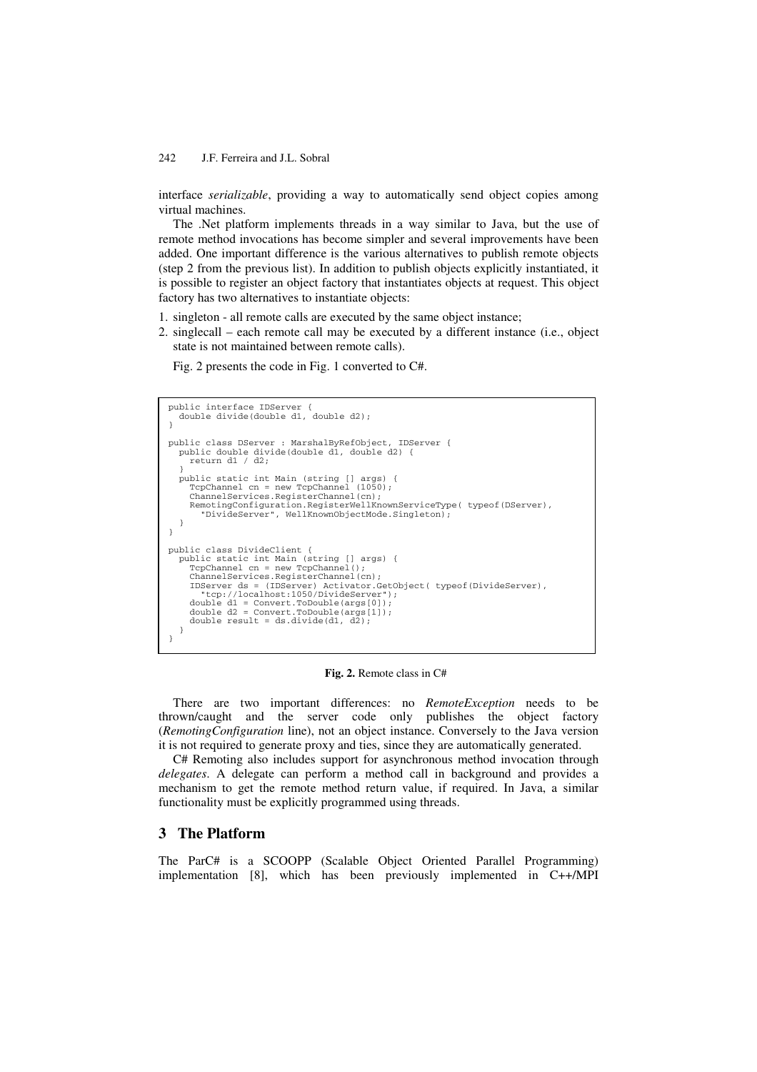interface *serializable*, providing a way to automatically send object copies among virtual machines.

The .Net platform implements threads in a way similar to Java, but the use of remote method invocations has become simpler and several improvements have been added. One important difference is the various alternatives to publish remote objects (step 2 from the previous list). In addition to publish objects explicitly instantiated, it is possible to register an object factory that instantiates objects at request. This object factory has two alternatives to instantiate objects:

1. singleton - all remote calls are executed by the same object instance;
2. singlecall – each remote call may be executed by a different instance (i.e., object state is not maintained between remote calls).

Fig. 2 presents the code in Fig. 1 converted to C#.

```
public interface IDServer {
  double divide(double d1, double d2);
}

public class DServer : MarshalByRefObject, IDServer {
  public double divide(double d1, double d2) {
    return d1 / d2;
  }
  public static int Main (string [] args) {
    TcpChannel cn = new TcpChannel (1050);
    ChannelServices.RegisterChannel(cn);
    RemotingConfiguration.RegisterWellKnownServiceType( typeof(DServer),
      "DivideServer", WellKnownObjectMode.Singleton);
  }
}

public class DivideClient {
  public static int Main (string [] args) {
    TcpChannel cn = new TcpChannel();
    ChannelServices.RegisterChannel(cn);
    IDServer ds = (IDServer) Activator.GetObject( typeof(DivideServer),
      "tcp://localhost:1050/DivideServer");
    double d1 = Convert.ToDouble(args[0]);
    double d2 = Convert.ToDouble(args[1]);
    double result = ds.divide(d1, d2);
  }
}
```

**Fig. 2.** Remote class in C#

There are two important differences: no *RemoteException* needs to be thrown/caught and the server code only publishes the object factory (*RemotingConfiguration* line), not an object instance. Conversely to the Java version it is not required to generate proxy and ties, since they are automatically generated.

C# Remoting also includes support for asynchronous method invocation through *delegates*. A delegate can perform a method call in background and provides a mechanism to get the remote method return value, if required. In Java, a similar functionality must be explicitly programmed using threads.

## 3 The Platform

The ParC# is a SCOOPP (Scalable Object Oriented Parallel Programming) implementation [8], which has been previously implemented in C++/MPI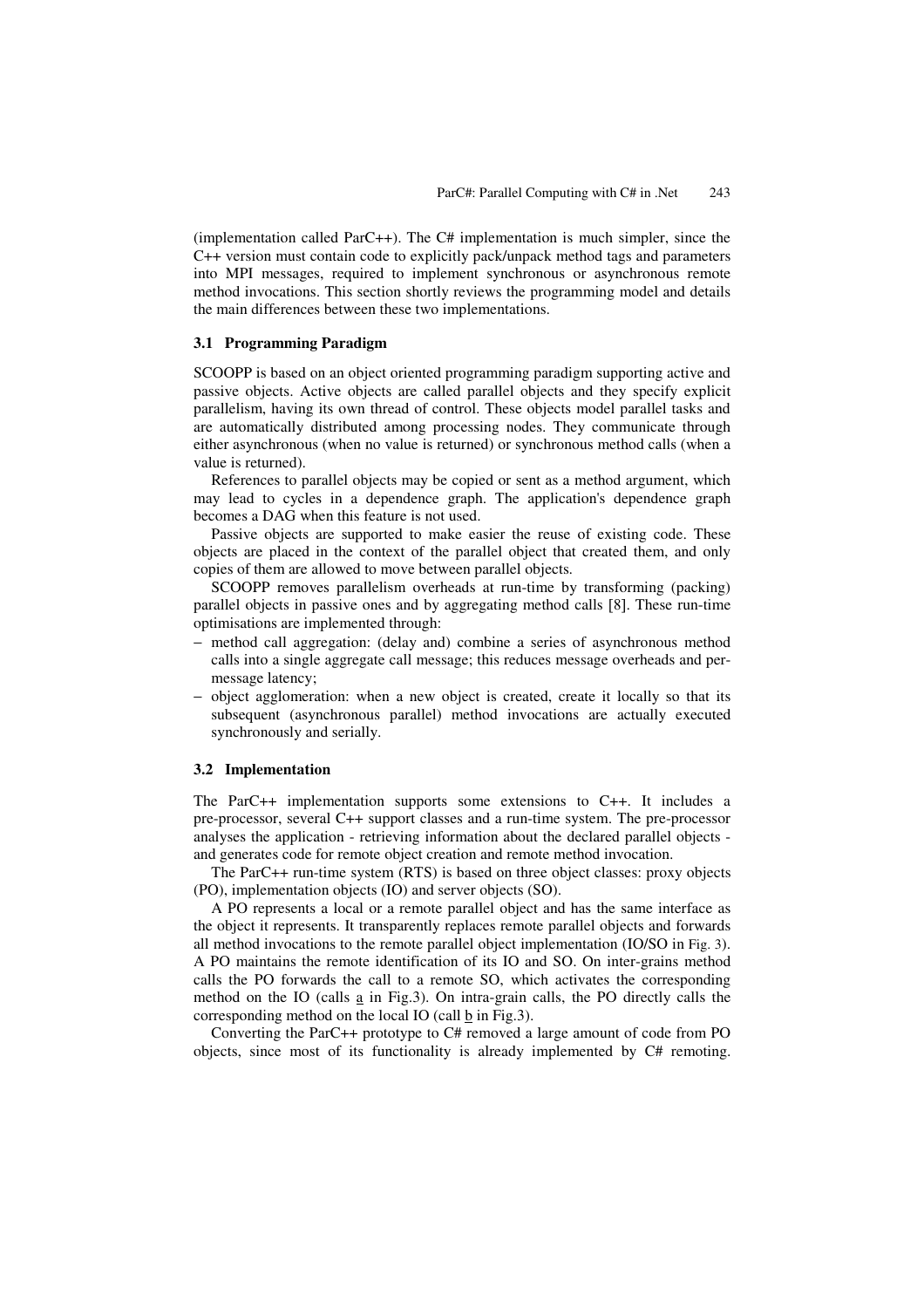(implementation called ParC++). The C# implementation is much simpler, since the C++ version must contain code to explicitly pack/unpack method tags and parameters into MPI messages, required to implement synchronous or asynchronous remote method invocations. This section shortly reviews the programming model and details the main differences between these two implementations.

### 3.1 Programming Paradigm

SCOOPP is based on an object oriented programming paradigm supporting active and passive objects. Active objects are called parallel objects and they specify explicit parallelism, having its own thread of control. These objects model parallel tasks and are automatically distributed among processing nodes. They communicate through either asynchronous (when no value is returned) or synchronous method calls (when a value is returned).

References to parallel objects may be copied or sent as a method argument, which may lead to cycles in a dependence graph. The application's dependence graph becomes a DAG when this feature is not used.

Passive objects are supported to make easier the reuse of existing code. These objects are placed in the context of the parallel object that created them, and only copies of them are allowed to move between parallel objects.

SCOOPP removes parallelism overheads at run-time by transforming (packing) parallel objects in passive ones and by aggregating method calls [8]. These run-time optimisations are implemented through:

- method call aggregation: (delay and) combine a series of asynchronous method calls into a single aggregate call message; this reduces message overheads and per-message latency;
- object agglomeration: when a new object is created, create it locally so that its subsequent (asynchronous parallel) method invocations are actually executed synchronously and serially.

### 3.2 Implementation

The ParC++ implementation supports some extensions to C++. It includes a pre-processor, several C++ support classes and a run-time system. The pre-processor analyses the application - retrieving information about the declared parallel objects - and generates code for remote object creation and remote method invocation.

The ParC++ run-time system (RTS) is based on three object classes: proxy objects (PO), implementation objects (IO) and server objects (SO).

A PO represents a local or a remote parallel object and has the same interface as the object it represents. It transparently replaces remote parallel objects and forwards all method invocations to the remote parallel object implementation (IO/SO in Fig. 3). A PO maintains the remote identification of its IO and SO. On inter-grains method calls the PO forwards the call to a remote SO, which activates the corresponding method on the IO (calls a in Fig.3). On intra-grain calls, the PO directly calls the corresponding method on the local IO (call b in Fig.3).

Converting the ParC++ prototype to C# removed a large amount of code from PO objects, since most of its functionality is already implemented by C# remoting.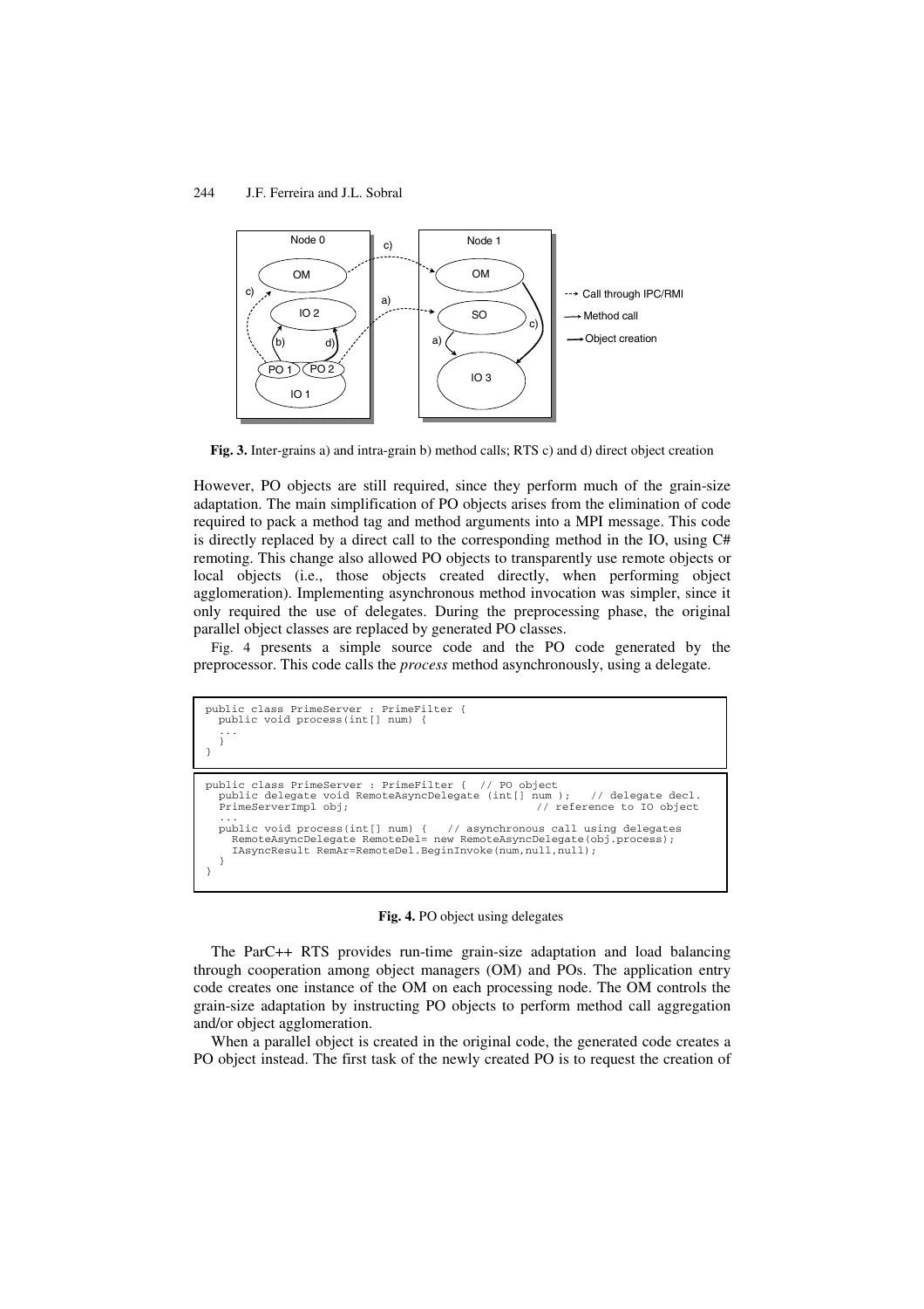**Fig. 3.** Inter-grains a) and intra-grain b) method calls; RTS c) and d) direct object creation

However, PO objects are still required, since they perform much of the grain-size adaptation. The main simplification of PO objects arises from the elimination of code required to pack a method tag and method arguments into a MPI message. This code is directly replaced by a direct call to the corresponding method in the IO, using C# remoting. This change also allowed PO objects to transparently use remote objects or local objects (i.e., those objects created directly, when performing object agglomeration). Implementing asynchronous method invocation was simpler, since it only required the use of delegates. During the preprocessing phase, the original parallel object classes are replaced by generated PO classes.

Fig. 4 presents a simple source code and the PO code generated by the preprocessor. This code calls the *process* method asynchronously, using a delegate.

```
public class PrimeServer : PrimeFilter {
  public void process(int[] num) {
  ...
  }
}
```

```
public class PrimeServer : PrimeFilter {  // PO object
  public delegate void RemoteAsyncDelegate (int[] num );   // delegate decl.
  PrimeServerImpl obj;                                     // reference to IO object
  ...
  public void process(int[] num) {   // asynchronous call using delegates
    RemoteAsyncDelegate RemoteDel= new RemoteAsyncDelegate(obj.process);
    IAsyncResult RemAr=RemoteDel.BeginInvoke(num,null,null);
  }
}
```

**Fig. 4.** PO object using delegates

The ParC++ RTS provides run-time grain-size adaptation and load balancing through cooperation among object managers (OM) and POs. The application entry code creates one instance of the OM on each processing node. The OM controls the grain-size adaptation by instructing PO objects to perform method call aggregation and/or object agglomeration.

When a parallel object is created in the original code, the generated code creates a PO object instead. The first task of the newly created PO is to request the creation of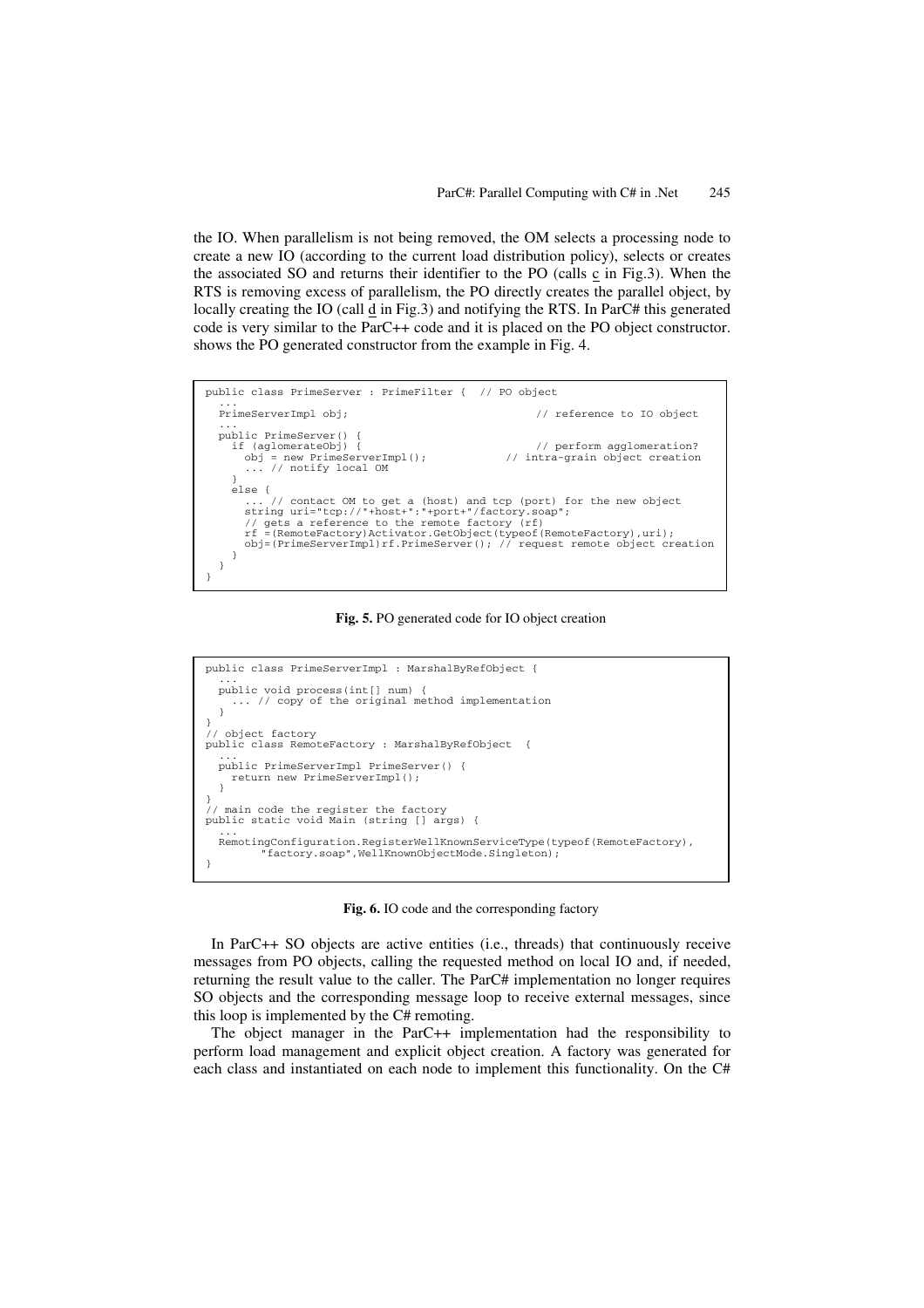the IO. When parallelism is not being removed, the OM selects a processing node to create a new IO (according to the current load distribution policy), selects or creates the associated SO and returns their identifier to the PO (calls c in Fig.3). When the RTS is removing excess of parallelism, the PO directly creates the parallel object, by locally creating the IO (call d in Fig.3) and notifying the RTS. In ParC# this generated code is very similar to the ParC++ code and it is placed on the PO object constructor. shows the PO generated constructor from the example in Fig. 4.

```
public class PrimeServer : PrimeFilter {  // PO object
  ...
  PrimeServerImpl obj;                            // reference to IO object
  ...
  public PrimeServer() {
    if (aglomerateObj) {                          // perform agglomeration?
      obj = new PrimeServerImpl();            // intra-grain object creation
      ... // notify local OM
    }
    else {
      ... // contact OM to get a (host) and tcp (port) for the new object
      string uri="tcp://"+host+":"+port+"/factory.soap";
      // gets a reference to the remote factory (rf)
      rf =(RemoteFactory)Activator.GetObject(typeof(RemoteFactory),uri);
      obj=(PrimeServerImpl)rf.PrimeServer(); // request remote object creation
    }
  }
}
```

**Fig. 5.** PO generated code for IO object creation

```
public class PrimeServerImpl : MarshalByRefObject {
  ...
  public void process(int[] num) {
    ... // copy of the original method implementation
  }
}
// object factory
public class RemoteFactory : MarshalByRefObject  {
  ...
  public PrimeServerImpl PrimeServer() {
    return new PrimeServerImpl();
  }
}
// main code the register the factory
public static void Main (string [] args) {
  ...
  RemotingConfiguration.RegisterWellKnownServiceType(typeof(RemoteFactory),
        "factory.soap",WellKnownObjectMode.Singleton);
}
```

**Fig. 6.** IO code and the corresponding factory

In ParC++ SO objects are active entities (i.e., threads) that continuously receive messages from PO objects, calling the requested method on local IO and, if needed, returning the result value to the caller. The ParC# implementation no longer requires SO objects and the corresponding message loop to receive external messages, since this loop is implemented by the C# remoting.

The object manager in the ParC++ implementation had the responsibility to perform load management and explicit object creation. A factory was generated for each class and instantiated on each node to implement this functionality. On the C#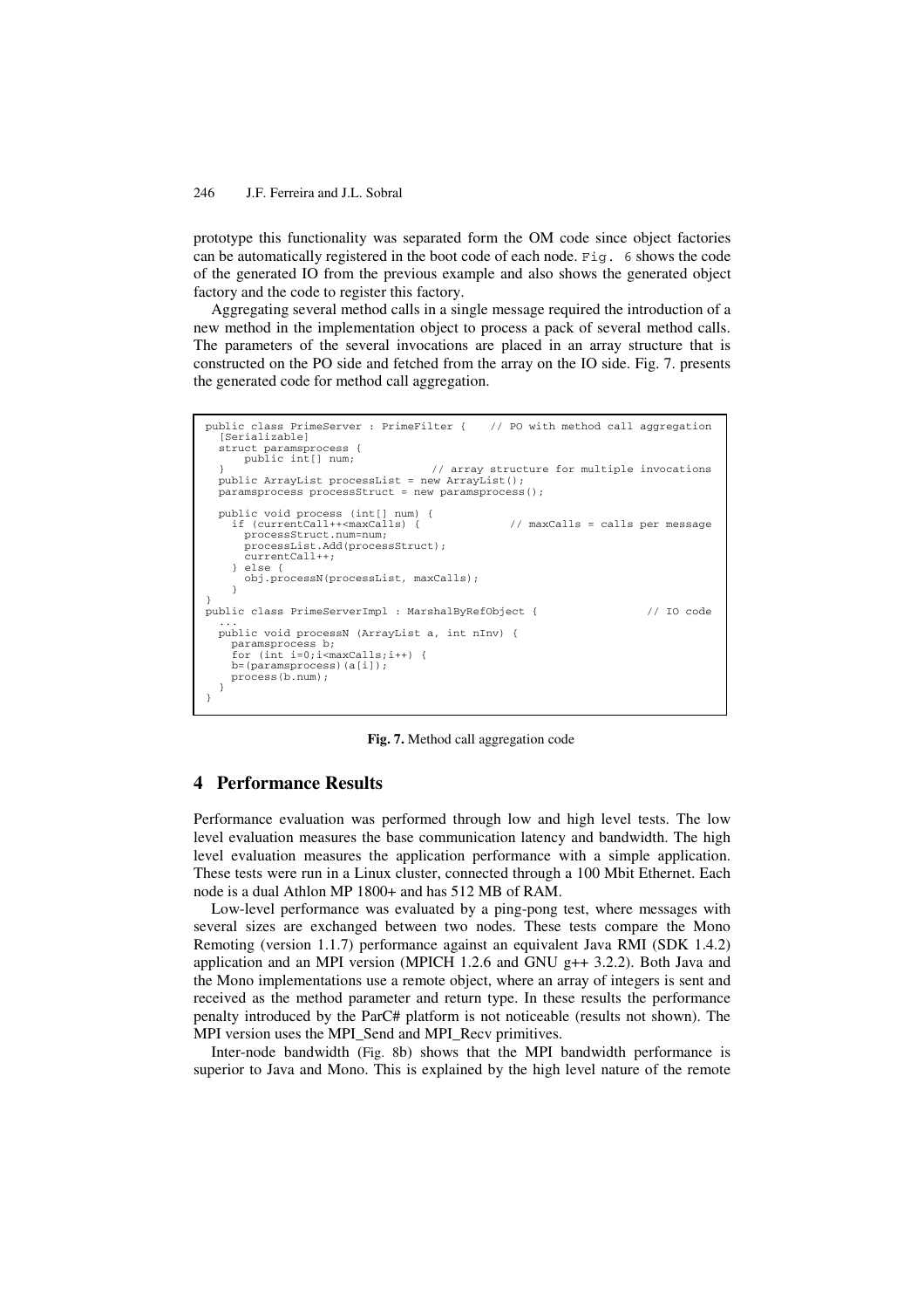prototype this functionality was separated form the OM code since object factories can be automatically registered in the boot code of each node. Fig. 6 shows the code of the generated IO from the previous example and also shows the generated object factory and the code to register this factory.

Aggregating several method calls in a single message required the introduction of a new method in the implementation object to process a pack of several method calls. The parameters of the several invocations are placed in an array structure that is constructed on the PO side and fetched from the array on the IO side. Fig. 7. presents the generated code for method call aggregation.

```
public class PrimeServer : PrimeFilter {    // PO with method call aggregation
  [Serializable]
  struct paramsprocess {
      public int[] num;
  }                                 // array structure for multiple invocations
  public ArrayList processList = new ArrayList();
  paramsprocess processStruct = new paramsprocess();

  public void process (int[] num) {
    if (currentCall++<maxCalls) {              // maxCalls = calls per message
      processStruct.num=num;
      processList.Add(processStruct);
      currentCall++;
    } else {
      obj.processN(processList, maxCalls);
    }
}
public class PrimeServerImpl : MarshalByRefObject {                 // IO code
  ...
  public void processN (ArrayList a, int nInv) {
    paramsprocess b;
    for (int i=0;i<maxCalls;i++) {
    b=(paramsprocess)(a[i]);
    process(b.num);
  }
}
```

**Fig. 7.** Method call aggregation code

## 4 Performance Results

Performance evaluation was performed through low and high level tests. The low level evaluation measures the base communication latency and bandwidth. The high level evaluation measures the application performance with a simple application. These tests were run in a Linux cluster, connected through a 100 Mbit Ethernet. Each node is a dual Athlon MP 1800+ and has 512 MB of RAM.

Low-level performance was evaluated by a ping-pong test, where messages with several sizes are exchanged between two nodes. These tests compare the Mono Remoting (version 1.1.7) performance against an equivalent Java RMI (SDK 1.4.2) application and an MPI version (MPICH 1.2.6 and GNU g++ 3.2.2). Both Java and the Mono implementations use a remote object, where an array of integers is sent and received as the method parameter and return type. In these results the performance penalty introduced by the ParC# platform is not noticeable (results not shown). The MPI version uses the MPI_Send and MPI_Recv primitives.

Inter-node bandwidth (Fig. 8b) shows that the MPI bandwidth performance is superior to Java and Mono. This is explained by the high level nature of the remote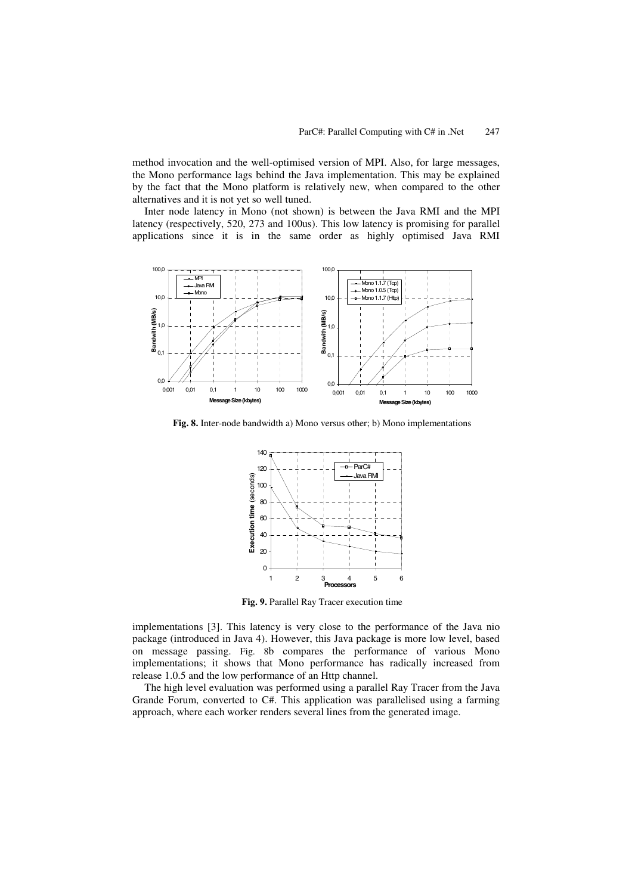method invocation and the well-optimised version of MPI. Also, for large messages, the Mono performance lags behind the Java implementation. This may be explained by the fact that the Mono platform is relatively new, when compared to the other alternatives and it is not yet so well tuned.

Inter node latency in Mono (not shown) is between the Java RMI and the MPI latency (respectively, 520, 273 and 100us). This low latency is promising for parallel applications since it is in the same order as highly optimised Java RMI

**Fig. 8.** Inter-node bandwidth a) Mono versus other; b) Mono implementations

**Fig. 9.** Parallel Ray Tracer execution time

implementations [3]. This latency is very close to the performance of the Java nio package (introduced in Java 4). However, this Java package is more low level, based on message passing. Fig. 8b compares the performance of various Mono implementations; it shows that Mono performance has radically increased from release 1.0.5 and the low performance of an Http channel.

The high level evaluation was performed using a parallel Ray Tracer from the Java Grande Forum, converted to C#. This application was parallelised using a farming approach, where each worker renders several lines from the generated image.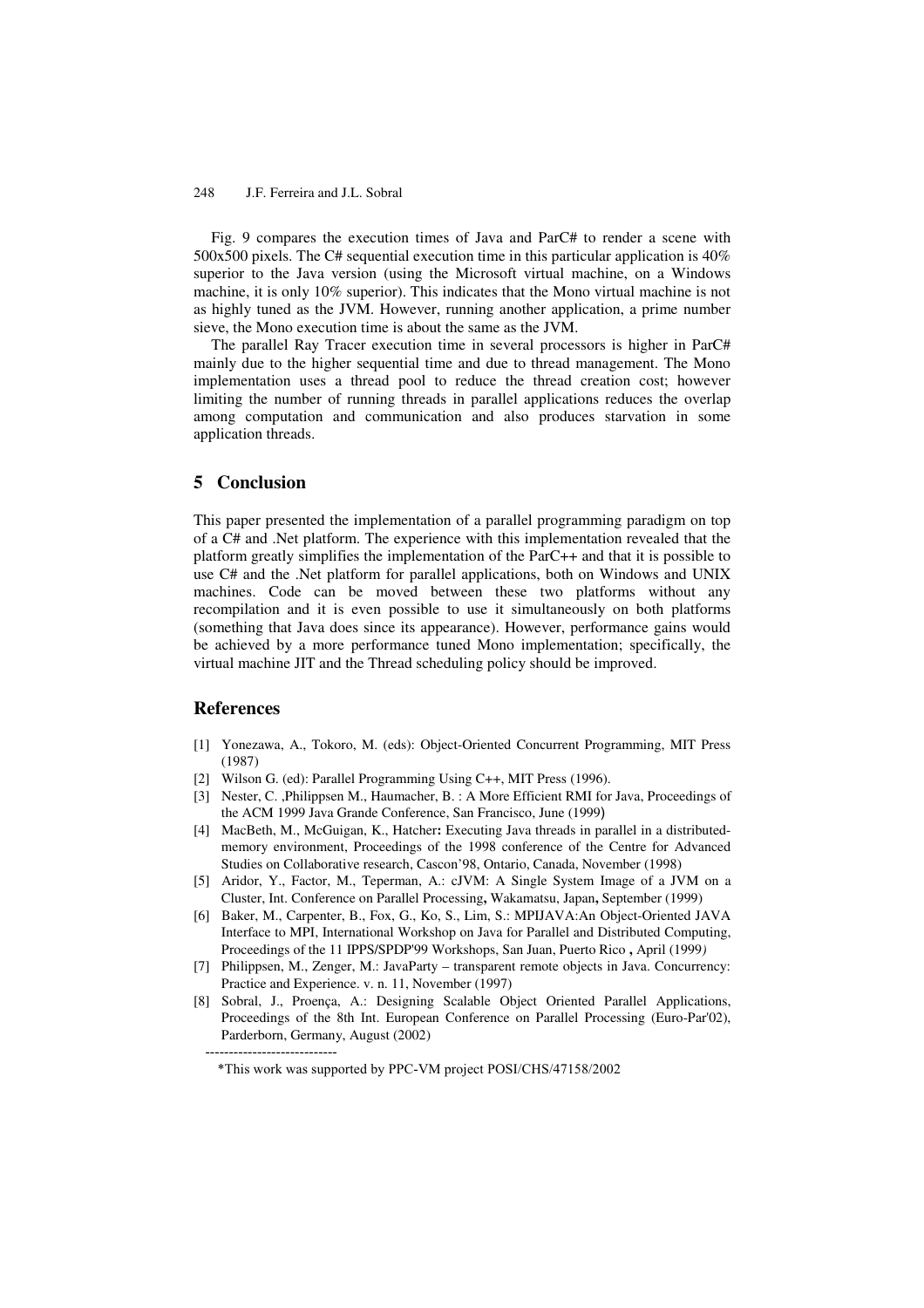Fig. 9 compares the execution times of Java and ParC# to render a scene with 500x500 pixels. The C# sequential execution time in this particular application is 40% superior to the Java version (using the Microsoft virtual machine, on a Windows machine, it is only 10% superior). This indicates that the Mono virtual machine is not as highly tuned as the JVM. However, running another application, a prime number sieve, the Mono execution time is about the same as the JVM.

The parallel Ray Tracer execution time in several processors is higher in ParC# mainly due to the higher sequential time and due to thread management. The Mono implementation uses a thread pool to reduce the thread creation cost; however limiting the number of running threads in parallel applications reduces the overlap among computation and communication and also produces starvation in some application threads.

## 5 Conclusion

This paper presented the implementation of a parallel programming paradigm on top of a C# and .Net platform. The experience with this implementation revealed that the platform greatly simplifies the implementation of the ParC++ and that it is possible to use C# and the .Net platform for parallel applications, both on Windows and UNIX machines. Code can be moved between these two platforms without any recompilation and it is even possible to use it simultaneously on both platforms (something that Java does since its appearance). However, performance gains would be achieved by a more performance tuned Mono implementation; specifically, the virtual machine JIT and the Thread scheduling policy should be improved.

## References

[1] Yonezawa, A., Tokoro, M. (eds): Object-Oriented Concurrent Programming, MIT Press (1987)

[2] Wilson G. (ed): Parallel Programming Using C++, MIT Press (1996).

[3] Nester, C. ,Philippsen M., Haumacher, B. : A More Efficient RMI for Java, Proceedings of the ACM 1999 Java Grande Conference, San Francisco, June (1999)

[4] MacBeth, M., McGuigan, K., Hatcher: Executing Java threads in parallel in a distributed-memory environment, Proceedings of the 1998 conference of the Centre for Advanced Studies on Collaborative research, Cascon'98, Ontario, Canada, November (1998)

[5] Aridor, Y., Factor, M., Teperman, A.: cJVM: A Single System Image of a JVM on a Cluster, Int. Conference on Parallel Processing, Wakamatsu, Japan, September (1999)

[6] Baker, M., Carpenter, B., Fox, G., Ko, S., Lim, S.: MPIJAVA:An Object-Oriented JAVA Interface to MPI, International Workshop on Java for Parallel and Distributed Computing, Proceedings of the 11 IPPS/SPDP'99 Workshops, San Juan, Puerto Rico , April (1999)

[7] Philippsen, M., Zenger, M.: JavaParty – transparent remote objects in Java. Concurrency: Practice and Experience. v. n. 11, November (1997)

[8] Sobral, J., Proença, A.: Designing Scalable Object Oriented Parallel Applications, Proceedings of the 8th Int. European Conference on Parallel Processing (Euro-Par'02), Parderborn, Germany, August (2002)

---

*This work was supported by PPC-VM project POSI/CHS/47158/2002